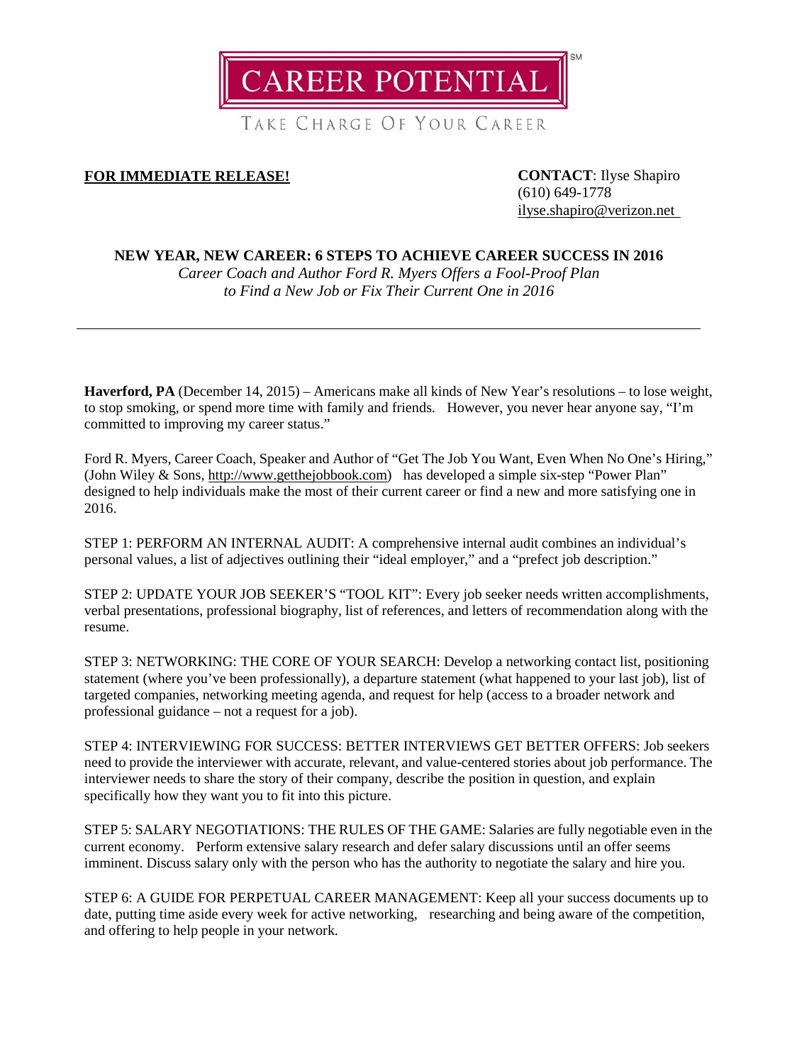CAREER POTENTIAL[SM]

TAKE CHARGE OF YOUR CAREER

**FOR IMMEDIATE RELEASE!**

**CONTACT**: Ilyse Shapiro
(610) 649-1778
ilyse.shapiro@verizon.net

**NEW YEAR, NEW CAREER: 6 STEPS TO ACHIEVE CAREER SUCCESS IN 2016**

*Career Coach and Author Ford R. Myers Offers a Fool-Proof Plan to Find a New Job or Fix Their Current One in 2016*

---

**Haverford, PA** (December 14, 2015) – Americans make all kinds of New Year's resolutions – to lose weight, to stop smoking, or spend more time with family and friends. However, you never hear anyone say, "I'm committed to improving my career status."

Ford R. Myers, Career Coach, Speaker and Author of "Get The Job You Want, Even When No One's Hiring," (John Wiley & Sons, http://www.getthejobbook.com) has developed a simple six-step "Power Plan" designed to help individuals make the most of their current career or find a new and more satisfying one in 2016.

STEP 1: PERFORM AN INTERNAL AUDIT: A comprehensive internal audit combines an individual's personal values, a list of adjectives outlining their "ideal employer," and a "prefect job description."

STEP 2: UPDATE YOUR JOB SEEKER'S "TOOL KIT": Every job seeker needs written accomplishments, verbal presentations, professional biography, list of references, and letters of recommendation along with the resume.

STEP 3: NETWORKING: THE CORE OF YOUR SEARCH: Develop a networking contact list, positioning statement (where you've been professionally), a departure statement (what happened to your last job), list of targeted companies, networking meeting agenda, and request for help (access to a broader network and professional guidance – not a request for a job).

STEP 4: INTERVIEWING FOR SUCCESS: BETTER INTERVIEWS GET BETTER OFFERS: Job seekers need to provide the interviewer with accurate, relevant, and value-centered stories about job performance. The interviewer needs to share the story of their company, describe the position in question, and explain specifically how they want you to fit into this picture.

STEP 5: SALARY NEGOTIATIONS: THE RULES OF THE GAME: Salaries are fully negotiable even in the current economy. Perform extensive salary research and defer salary discussions until an offer seems imminent. Discuss salary only with the person who has the authority to negotiate the salary and hire you.

STEP 6: A GUIDE FOR PERPETUAL CAREER MANAGEMENT: Keep all your success documents up to date, putting time aside every week for active networking, researching and being aware of the competition, and offering to help people in your network.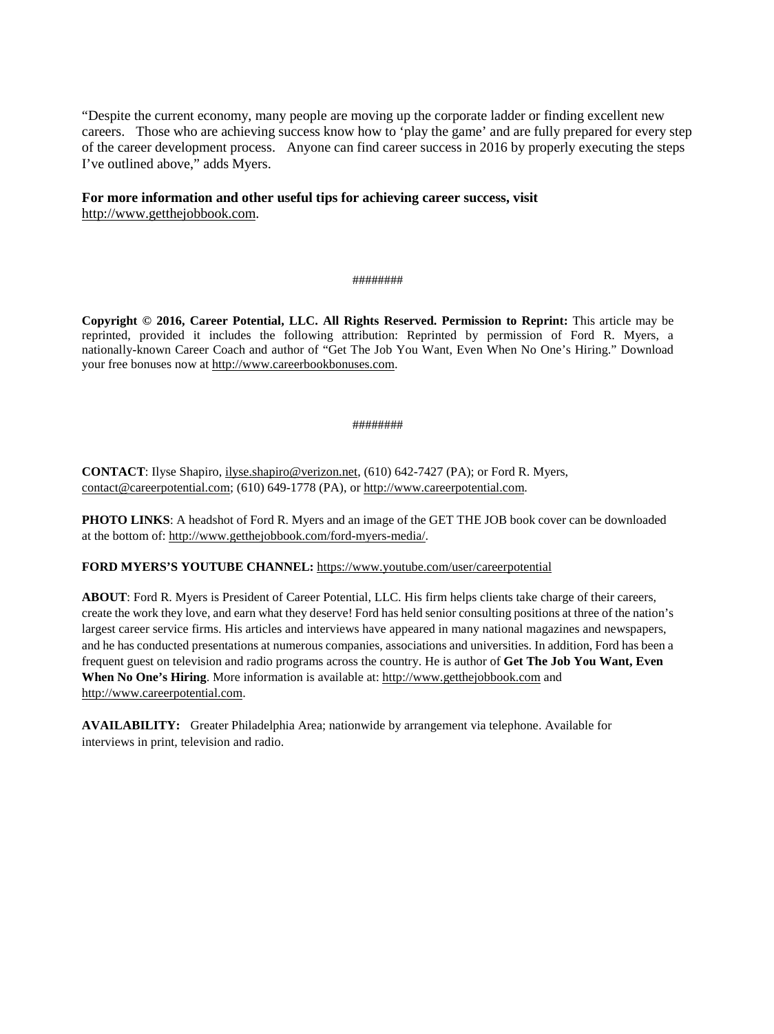"Despite the current economy, many people are moving up the corporate ladder or finding excellent new careers. Those who are achieving success know how to 'play the game' and are fully prepared for every step of the career development process. Anyone can find career success in 2016 by properly executing the steps I've outlined above," adds Myers.

**For more information and other useful tips for achieving career success, visit** http://www.getthejobbook.com.

########

**Copyright © 2016, Career Potential, LLC. All Rights Reserved. Permission to Reprint:** This article may be reprinted, provided it includes the following attribution: Reprinted by permission of Ford R. Myers, a nationally-known Career Coach and author of "Get The Job You Want, Even When No One's Hiring." Download your free bonuses now at http://www.careerbookbonuses.com.

########

**CONTACT**: Ilyse Shapiro, ilyse.shapiro@verizon.net, (610) 642-7427 (PA); or Ford R. Myers, contact@careerpotential.com; (610) 649-1778 (PA), or http://www.careerpotential.com.

**PHOTO LINKS**: A headshot of Ford R. Myers and an image of the GET THE JOB book cover can be downloaded at the bottom of: http://www.getthejobbook.com/ford-myers-media/.

**FORD MYERS'S YOUTUBE CHANNEL:** https://www.youtube.com/user/careerpotential

**ABOUT**: Ford R. Myers is President of Career Potential, LLC. His firm helps clients take charge of their careers, create the work they love, and earn what they deserve! Ford has held senior consulting positions at three of the nation's largest career service firms. His articles and interviews have appeared in many national magazines and newspapers, and he has conducted presentations at numerous companies, associations and universities. In addition, Ford has been a frequent guest on television and radio programs across the country. He is author of **Get The Job You Want, Even When No One's Hiring**. More information is available at: http://www.getthejobbook.com and http://www.careerpotential.com.

**AVAILABILITY:** Greater Philadelphia Area; nationwide by arrangement via telephone. Available for interviews in print, television and radio.